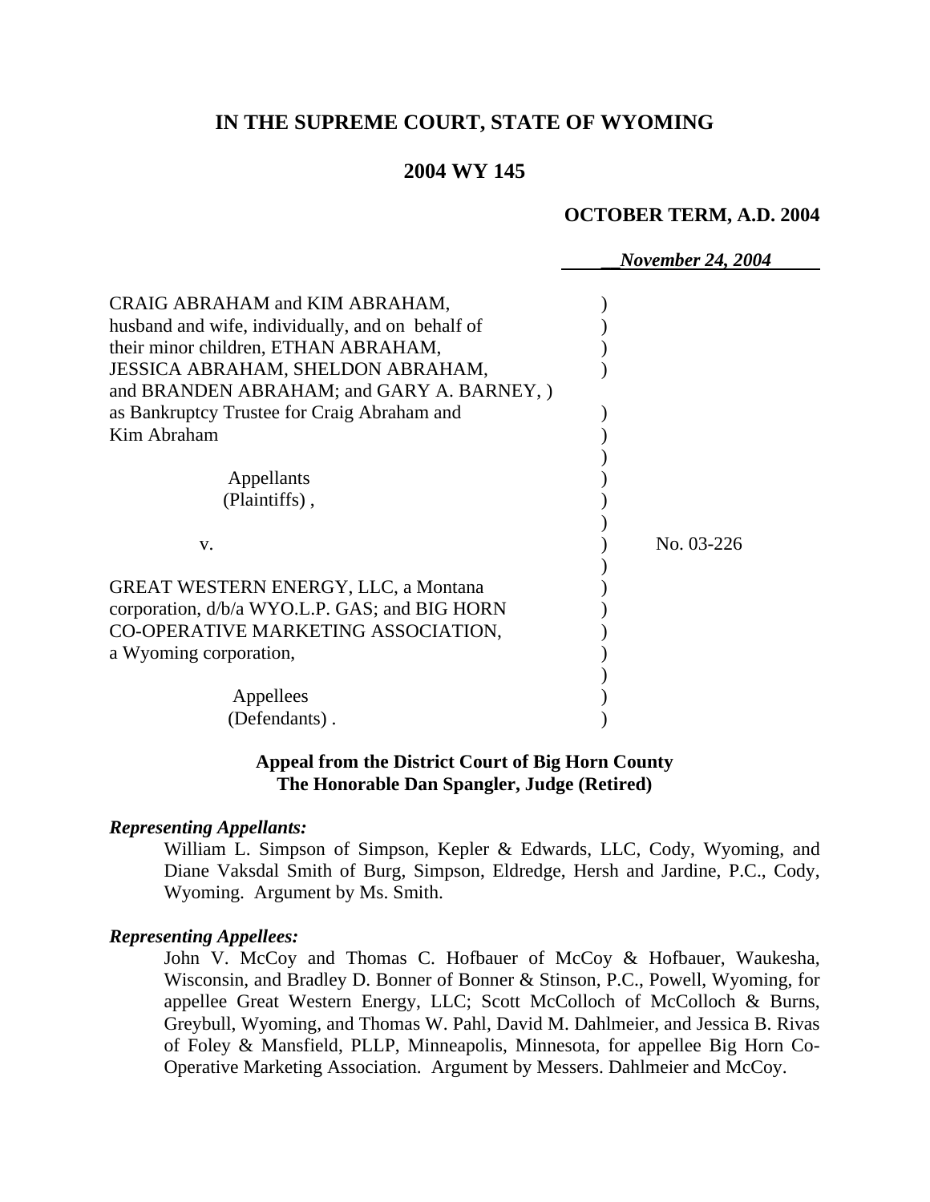**IN THE SUPREME COURT, STATE OF WYOMING**

**2004 WY 145**

**OCTOBER TERM, A.D. 2004**

*November 24, 2004*

CRAIG ABRAHAM and KIM ABRAHAM, husband and wife, individually, and on behalf of their minor children, ETHAN ABRAHAM, JESSICA ABRAHAM, SHELDON ABRAHAM, and BRANDEN ABRAHAM; and GARY A. BARNEY, as Bankruptcy Trustee for Craig Abraham and Kim Abraham

Appellants (Plaintiffs),

v. &nbsp;&nbsp;&nbsp;&nbsp;&nbsp;&nbsp;&nbsp;&nbsp;&nbsp;&nbsp;&nbsp;&nbsp;&nbsp;&nbsp;&nbsp;&nbsp;&nbsp;&nbsp;&nbsp;&nbsp;&nbsp;&nbsp;&nbsp;&nbsp;&nbsp;&nbsp;&nbsp;&nbsp;&nbsp;&nbsp;&nbsp;&nbsp;&nbsp;&nbsp;&nbsp;&nbsp;&nbsp;&nbsp; No. 03-226

GREAT WESTERN ENERGY, LLC, a Montana corporation, d/b/a WYO.L.P. GAS; and BIG HORN CO-OPERATIVE MARKETING ASSOCIATION, a Wyoming corporation,

Appellees (Defendants).

**Appeal from the District Court of Big Horn County**
**The Honorable Dan Spangler, Judge (Retired)**

***Representing Appellants:***

William L. Simpson of Simpson, Kepler & Edwards, LLC, Cody, Wyoming, and Diane Vaksdal Smith of Burg, Simpson, Eldredge, Hersh and Jardine, P.C., Cody, Wyoming. Argument by Ms. Smith.

***Representing Appellees:***

John V. McCoy and Thomas C. Hofbauer of McCoy & Hofbauer, Waukesha, Wisconsin, and Bradley D. Bonner of Bonner & Stinson, P.C., Powell, Wyoming, for appellee Great Western Energy, LLC; Scott McColloch of McColloch & Burns, Greybull, Wyoming, and Thomas W. Pahl, David M. Dahlmeier, and Jessica B. Rivas of Foley & Mansfield, PLLP, Minneapolis, Minnesota, for appellee Big Horn Co-Operative Marketing Association. Argument by Messers. Dahlmeier and McCoy.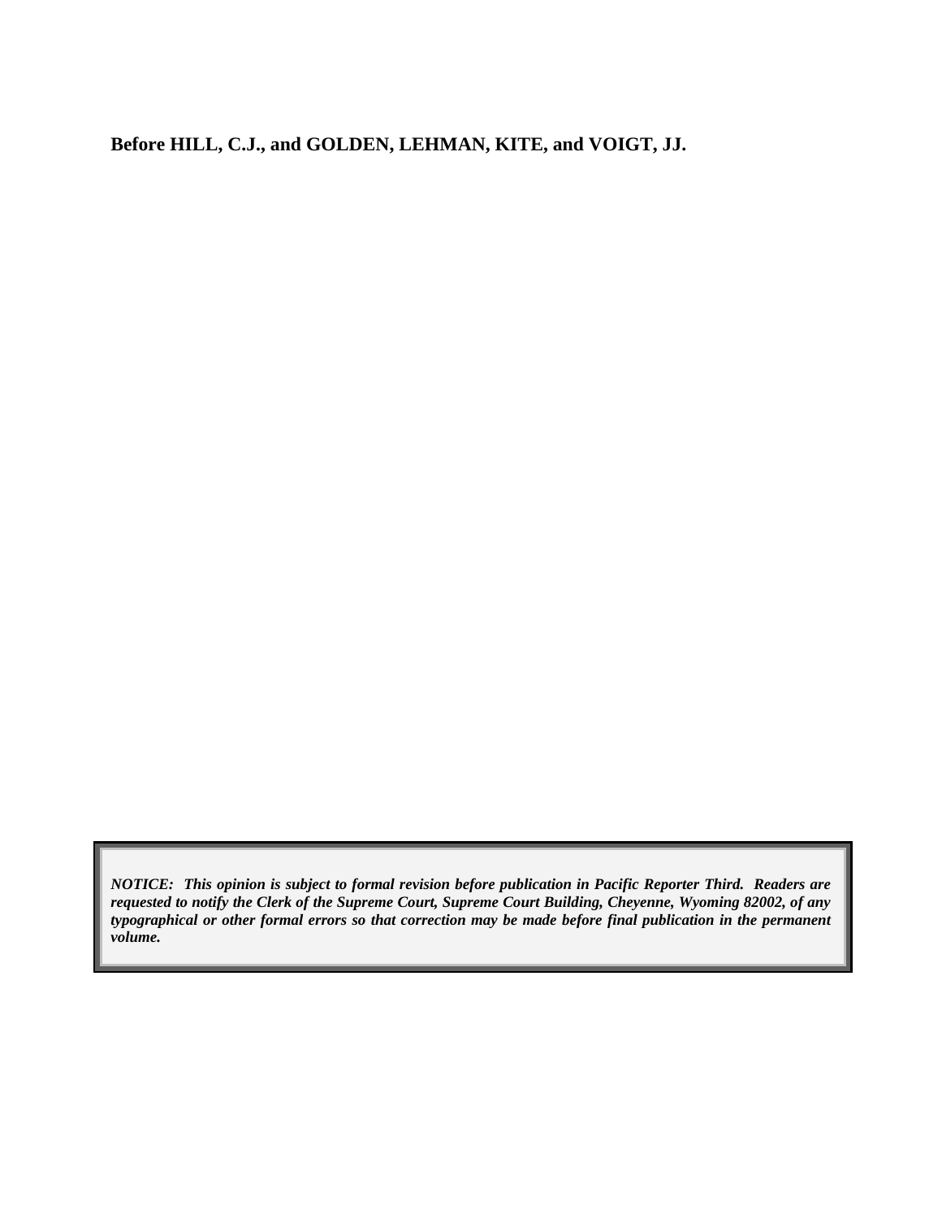**Before HILL, C.J., and GOLDEN, LEHMAN, KITE, and VOIGT, JJ.**

***NOTICE: This opinion is subject to formal revision before publication in Pacific Reporter Third. Readers are requested to notify the Clerk of the Supreme Court, Supreme Court Building, Cheyenne, Wyoming 82002, of any typographical or other formal errors so that correction may be made before final publication in the permanent volume.***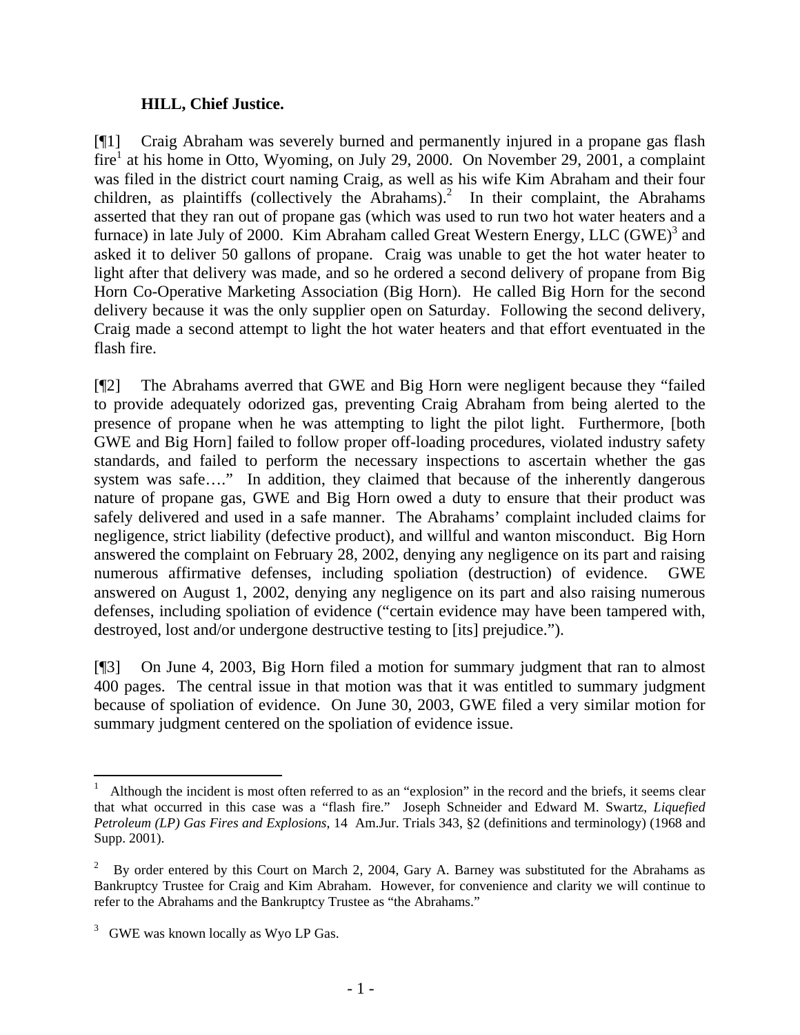**HILL, Chief Justice.**

[¶1] Craig Abraham was severely burned and permanently injured in a propane gas flash fire[1] at his home in Otto, Wyoming, on July 29, 2000. On November 29, 2001, a complaint was filed in the district court naming Craig, as well as his wife Kim Abraham and their four children, as plaintiffs (collectively the Abrahams).[2] In their complaint, the Abrahams asserted that they ran out of propane gas (which was used to run two hot water heaters and a furnace) in late July of 2000. Kim Abraham called Great Western Energy, LLC (GWE)[3] and asked it to deliver 50 gallons of propane. Craig was unable to get the hot water heater to light after that delivery was made, and so he ordered a second delivery of propane from Big Horn Co-Operative Marketing Association (Big Horn). He called Big Horn for the second delivery because it was the only supplier open on Saturday. Following the second delivery, Craig made a second attempt to light the hot water heaters and that effort eventuated in the flash fire.

[¶2] The Abrahams averred that GWE and Big Horn were negligent because they "failed to provide adequately odorized gas, preventing Craig Abraham from being alerted to the presence of propane when he was attempting to light the pilot light. Furthermore, [both GWE and Big Horn] failed to follow proper off-loading procedures, violated industry safety standards, and failed to perform the necessary inspections to ascertain whether the gas system was safe…." In addition, they claimed that because of the inherently dangerous nature of propane gas, GWE and Big Horn owed a duty to ensure that their product was safely delivered and used in a safe manner. The Abrahams' complaint included claims for negligence, strict liability (defective product), and willful and wanton misconduct. Big Horn answered the complaint on February 28, 2002, denying any negligence on its part and raising numerous affirmative defenses, including spoliation (destruction) of evidence. GWE answered on August 1, 2002, denying any negligence on its part and also raising numerous defenses, including spoliation of evidence ("certain evidence may have been tampered with, destroyed, lost and/or undergone destructive testing to [its] prejudice.").

[¶3] On June 4, 2003, Big Horn filed a motion for summary judgment that ran to almost 400 pages. The central issue in that motion was that it was entitled to summary judgment because of spoliation of evidence. On June 30, 2003, GWE filed a very similar motion for summary judgment centered on the spoliation of evidence issue.

---

[1] Although the incident is most often referred to as an "explosion" in the record and the briefs, it seems clear that what occurred in this case was a "flash fire." Joseph Schneider and Edward M. Swartz, *Liquefied Petroleum (LP) Gas Fires and Explosions*, 14 Am.Jur. Trials 343, §2 (definitions and terminology) (1968 and Supp. 2001).

[2] By order entered by this Court on March 2, 2004, Gary A. Barney was substituted for the Abrahams as Bankruptcy Trustee for Craig and Kim Abraham. However, for convenience and clarity we will continue to refer to the Abrahams and the Bankruptcy Trustee as "the Abrahams."

[3] GWE was known locally as Wyo LP Gas.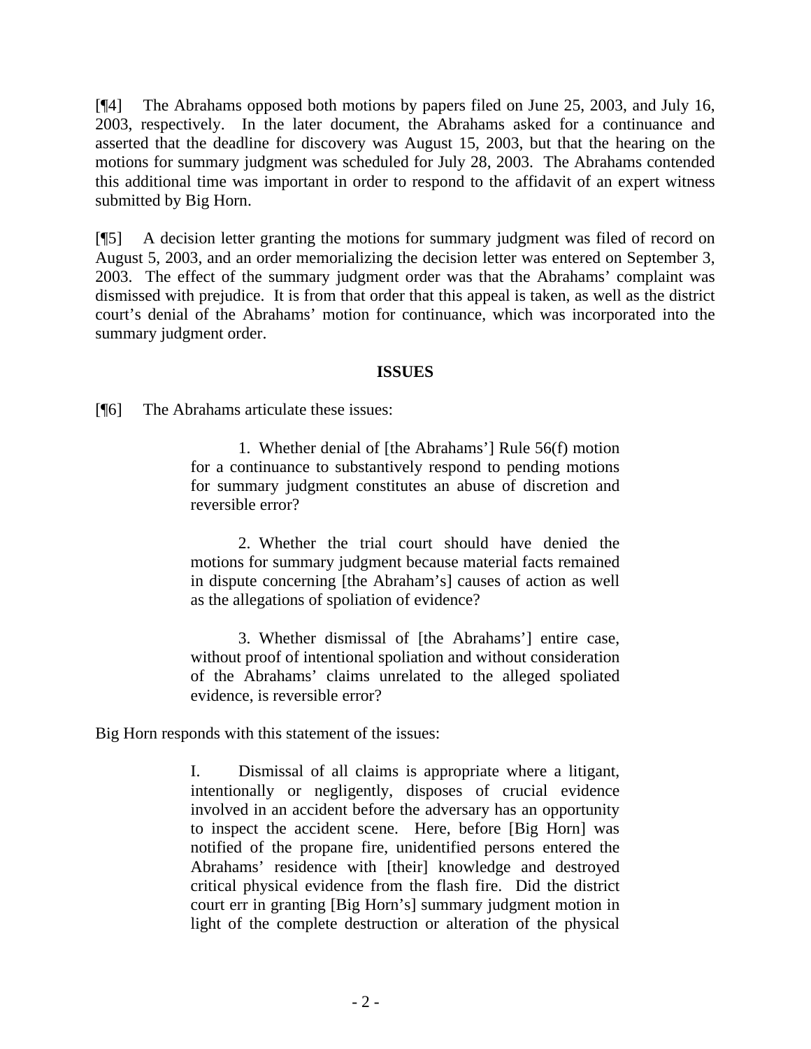[¶4] The Abrahams opposed both motions by papers filed on June 25, 2003, and July 16, 2003, respectively. In the later document, the Abrahams asked for a continuance and asserted that the deadline for discovery was August 15, 2003, but that the hearing on the motions for summary judgment was scheduled for July 28, 2003. The Abrahams contended this additional time was important in order to respond to the affidavit of an expert witness submitted by Big Horn.

[¶5] A decision letter granting the motions for summary judgment was filed of record on August 5, 2003, and an order memorializing the decision letter was entered on September 3, 2003. The effect of the summary judgment order was that the Abrahams' complaint was dismissed with prejudice. It is from that order that this appeal is taken, as well as the district court's denial of the Abrahams' motion for continuance, which was incorporated into the summary judgment order.

## ISSUES

[¶6] The Abrahams articulate these issues:

> 1. Whether denial of [the Abrahams'] Rule 56(f) motion for a continuance to substantively respond to pending motions for summary judgment constitutes an abuse of discretion and reversible error?
>
> 2. Whether the trial court should have denied the motions for summary judgment because material facts remained in dispute concerning [the Abraham's] causes of action as well as the allegations of spoliation of evidence?
>
> 3. Whether dismissal of [the Abrahams'] entire case, without proof of intentional spoliation and without consideration of the Abrahams' claims unrelated to the alleged spoliated evidence, is reversible error?

Big Horn responds with this statement of the issues:

> I. Dismissal of all claims is appropriate where a litigant, intentionally or negligently, disposes of crucial evidence involved in an accident before the adversary has an opportunity to inspect the accident scene. Here, before [Big Horn] was notified of the propane fire, unidentified persons entered the Abrahams' residence with [their] knowledge and destroyed critical physical evidence from the flash fire. Did the district court err in granting [Big Horn's] summary judgment motion in light of the complete destruction or alteration of the physical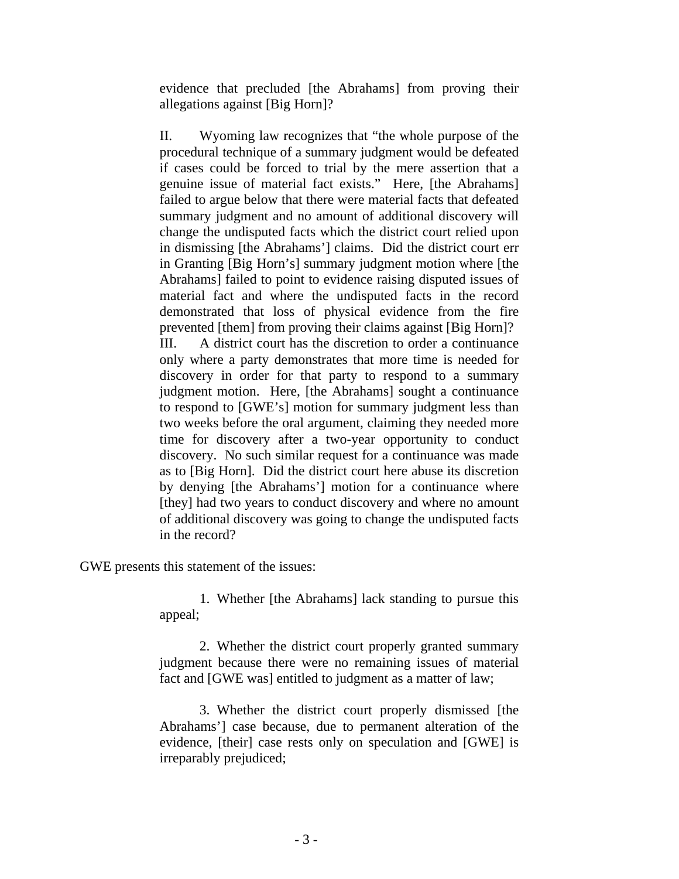> evidence that precluded [the Abrahams] from proving their allegations against [Big Horn]?
>
> II. Wyoming law recognizes that "the whole purpose of the procedural technique of a summary judgment would be defeated if cases could be forced to trial by the mere assertion that a genuine issue of material fact exists." Here, [the Abrahams] failed to argue below that there were material facts that defeated summary judgment and no amount of additional discovery will change the undisputed facts which the district court relied upon in dismissing [the Abrahams'] claims. Did the district court err in Granting [Big Horn's] summary judgment motion where [the Abrahams] failed to point to evidence raising disputed issues of material fact and where the undisputed facts in the record demonstrated that loss of physical evidence from the fire prevented [them] from proving their claims against [Big Horn]?
>
> III. A district court has the discretion to order a continuance only where a party demonstrates that more time is needed for discovery in order for that party to respond to a summary judgment motion. Here, [the Abrahams] sought a continuance to respond to [GWE's] motion for summary judgment less than two weeks before the oral argument, claiming they needed more time for discovery after a two-year opportunity to conduct discovery. No such similar request for a continuance was made as to [Big Horn]. Did the district court here abuse its discretion by denying [the Abrahams'] motion for a continuance where [they] had two years to conduct discovery and where no amount of additional discovery was going to change the undisputed facts in the record?

GWE presents this statement of the issues:

> 1. Whether [the Abrahams] lack standing to pursue this appeal;
>
> 2. Whether the district court properly granted summary judgment because there were no remaining issues of material fact and [GWE was] entitled to judgment as a matter of law;
>
> 3. Whether the district court properly dismissed [the Abrahams'] case because, due to permanent alteration of the evidence, [their] case rests only on speculation and [GWE] is irreparably prejudiced;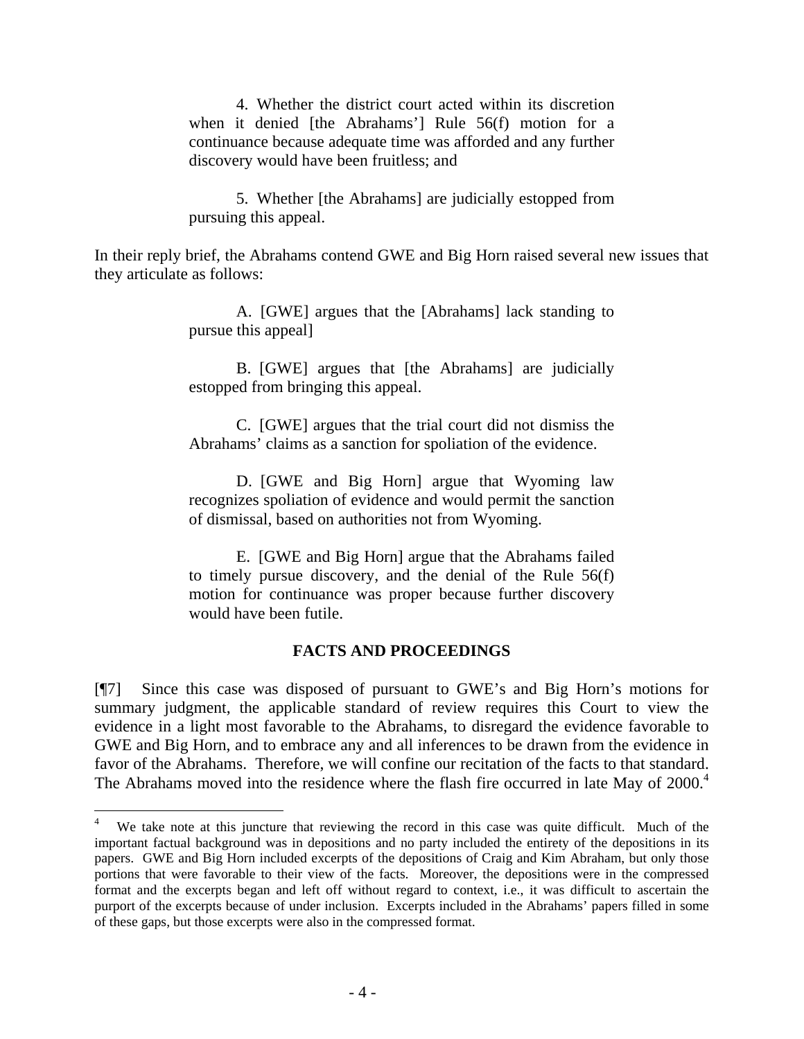> 4. Whether the district court acted within its discretion when it denied [the Abrahams'] Rule 56(f) motion for a continuance because adequate time was afforded and any further discovery would have been fruitless; and
>
> 5. Whether [the Abrahams] are judicially estopped from pursuing this appeal.

In their reply brief, the Abrahams contend GWE and Big Horn raised several new issues that they articulate as follows:

> A. [GWE] argues that the [Abrahams] lack standing to pursue this appeal]
>
> B. [GWE] argues that [the Abrahams] are judicially estopped from bringing this appeal.
>
> C. [GWE] argues that the trial court did not dismiss the Abrahams' claims as a sanction for spoliation of the evidence.
>
> D. [GWE and Big Horn] argue that Wyoming law recognizes spoliation of evidence and would permit the sanction of dismissal, based on authorities not from Wyoming.
>
> E. [GWE and Big Horn] argue that the Abrahams failed to timely pursue discovery, and the denial of the Rule 56(f) motion for continuance was proper because further discovery would have been futile.

## FACTS AND PROCEEDINGS

[¶7] Since this case was disposed of pursuant to GWE's and Big Horn's motions for summary judgment, the applicable standard of review requires this Court to view the evidence in a light most favorable to the Abrahams, to disregard the evidence favorable to GWE and Big Horn, and to embrace any and all inferences to be drawn from the evidence in favor of the Abrahams. Therefore, we will confine our recitation of the facts to that standard. The Abrahams moved into the residence where the flash fire occurred in late May of 2000.[4]

[4] We take note at this juncture that reviewing the record in this case was quite difficult. Much of the important factual background was in depositions and no party included the entirety of the depositions in its papers. GWE and Big Horn included excerpts of the depositions of Craig and Kim Abraham, but only those portions that were favorable to their view of the facts. Moreover, the depositions were in the compressed format and the excerpts began and left off without regard to context, i.e., it was difficult to ascertain the purport of the excerpts because of under inclusion. Excerpts included in the Abrahams' papers filled in some of these gaps, but those excerpts were also in the compressed format.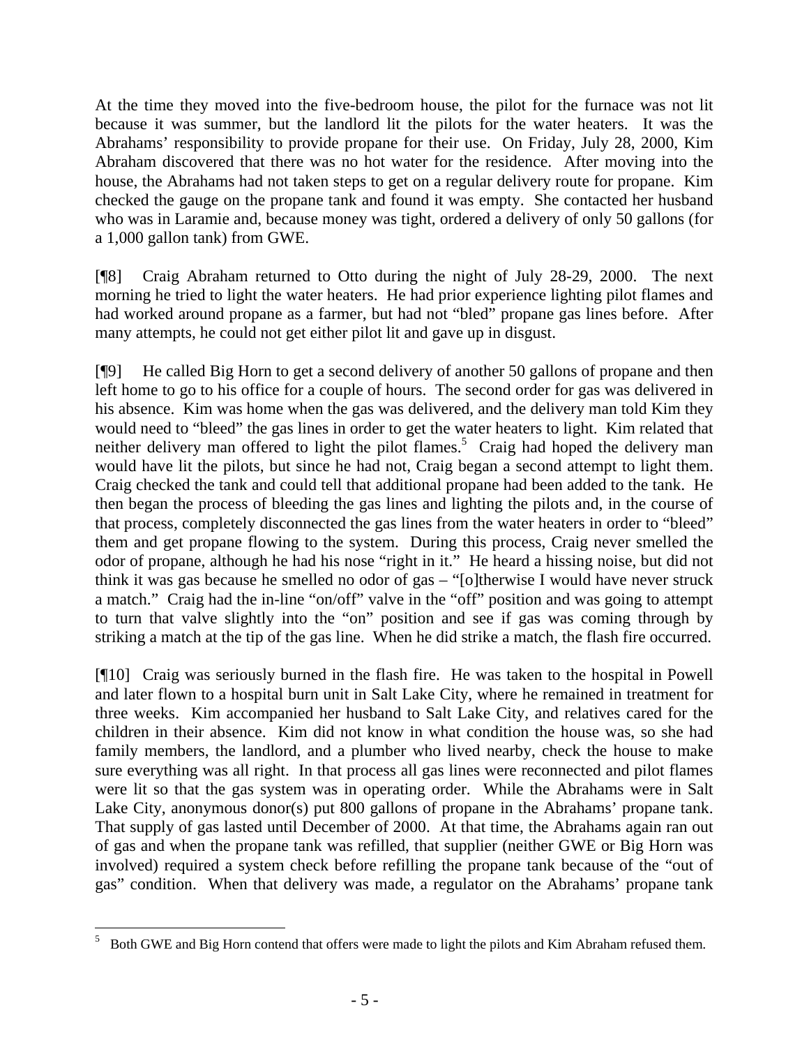At the time they moved into the five-bedroom house, the pilot for the furnace was not lit because it was summer, but the landlord lit the pilots for the water heaters. It was the Abrahams' responsibility to provide propane for their use. On Friday, July 28, 2000, Kim Abraham discovered that there was no hot water for the residence. After moving into the house, the Abrahams had not taken steps to get on a regular delivery route for propane. Kim checked the gauge on the propane tank and found it was empty. She contacted her husband who was in Laramie and, because money was tight, ordered a delivery of only 50 gallons (for a 1,000 gallon tank) from GWE.

[¶8] Craig Abraham returned to Otto during the night of July 28-29, 2000. The next morning he tried to light the water heaters. He had prior experience lighting pilot flames and had worked around propane as a farmer, but had not "bled" propane gas lines before. After many attempts, he could not get either pilot lit and gave up in disgust.

[¶9] He called Big Horn to get a second delivery of another 50 gallons of propane and then left home to go to his office for a couple of hours. The second order for gas was delivered in his absence. Kim was home when the gas was delivered, and the delivery man told Kim they would need to "bleed" the gas lines in order to get the water heaters to light. Kim related that neither delivery man offered to light the pilot flames.[5] Craig had hoped the delivery man would have lit the pilots, but since he had not, Craig began a second attempt to light them. Craig checked the tank and could tell that additional propane had been added to the tank. He then began the process of bleeding the gas lines and lighting the pilots and, in the course of that process, completely disconnected the gas lines from the water heaters in order to "bleed" them and get propane flowing to the system. During this process, Craig never smelled the odor of propane, although he had his nose "right in it." He heard a hissing noise, but did not think it was gas because he smelled no odor of gas – "[o]therwise I would have never struck a match." Craig had the in-line "on/off" valve in the "off" position and was going to attempt to turn that valve slightly into the "on" position and see if gas was coming through by striking a match at the tip of the gas line. When he did strike a match, the flash fire occurred.

[¶10] Craig was seriously burned in the flash fire. He was taken to the hospital in Powell and later flown to a hospital burn unit in Salt Lake City, where he remained in treatment for three weeks. Kim accompanied her husband to Salt Lake City, and relatives cared for the children in their absence. Kim did not know in what condition the house was, so she had family members, the landlord, and a plumber who lived nearby, check the house to make sure everything was all right. In that process all gas lines were reconnected and pilot flames were lit so that the gas system was in operating order. While the Abrahams were in Salt Lake City, anonymous donor(s) put 800 gallons of propane in the Abrahams' propane tank. That supply of gas lasted until December of 2000. At that time, the Abrahams again ran out of gas and when the propane tank was refilled, that supplier (neither GWE or Big Horn was involved) required a system check before refilling the propane tank because of the "out of gas" condition. When that delivery was made, a regulator on the Abrahams' propane tank

---

[5] Both GWE and Big Horn contend that offers were made to light the pilots and Kim Abraham refused them.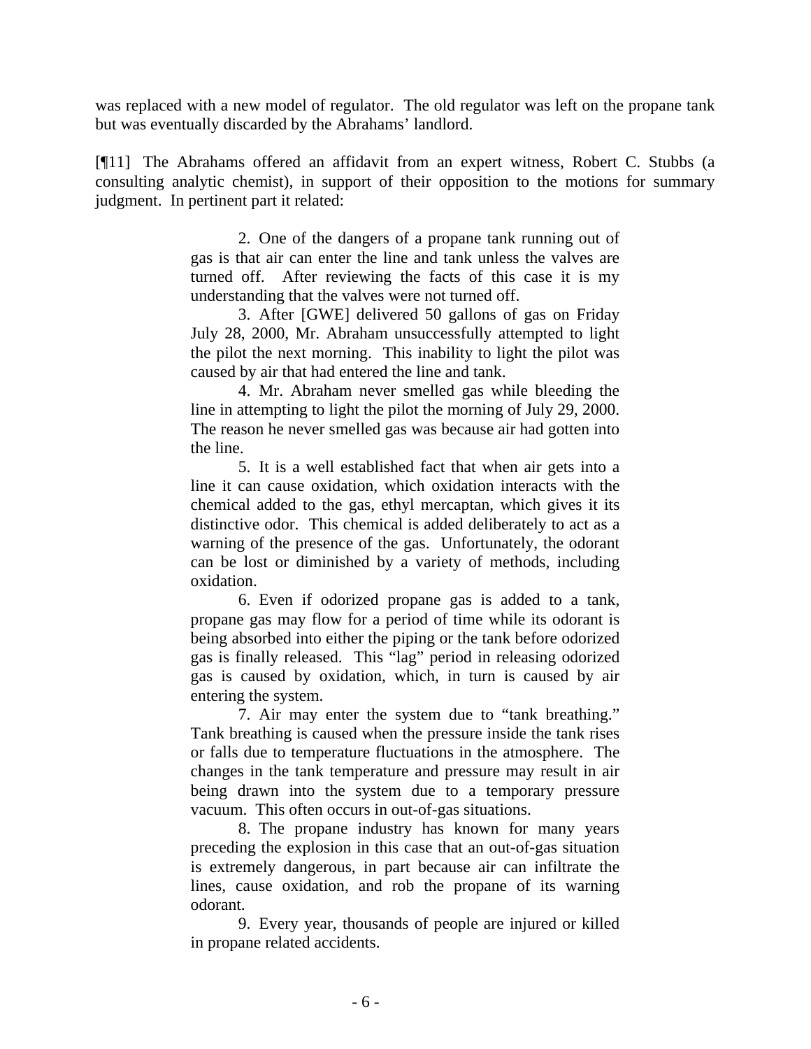was replaced with a new model of regulator. The old regulator was left on the propane tank but was eventually discarded by the Abrahams' landlord.

[¶11] The Abrahams offered an affidavit from an expert witness, Robert C. Stubbs (a consulting analytic chemist), in support of their opposition to the motions for summary judgment. In pertinent part it related:

> 2. One of the dangers of a propane tank running out of gas is that air can enter the line and tank unless the valves are turned off. After reviewing the facts of this case it is my understanding that the valves were not turned off.
>
> 3. After [GWE] delivered 50 gallons of gas on Friday July 28, 2000, Mr. Abraham unsuccessfully attempted to light the pilot the next morning. This inability to light the pilot was caused by air that had entered the line and tank.
>
> 4. Mr. Abraham never smelled gas while bleeding the line in attempting to light the pilot the morning of July 29, 2000. The reason he never smelled gas was because air had gotten into the line.
>
> 5. It is a well established fact that when air gets into a line it can cause oxidation, which oxidation interacts with the chemical added to the gas, ethyl mercaptan, which gives it its distinctive odor. This chemical is added deliberately to act as a warning of the presence of the gas. Unfortunately, the odorant can be lost or diminished by a variety of methods, including oxidation.
>
> 6. Even if odorized propane gas is added to a tank, propane gas may flow for a period of time while its odorant is being absorbed into either the piping or the tank before odorized gas is finally released. This "lag" period in releasing odorized gas is caused by oxidation, which, in turn is caused by air entering the system.
>
> 7. Air may enter the system due to "tank breathing." Tank breathing is caused when the pressure inside the tank rises or falls due to temperature fluctuations in the atmosphere. The changes in the tank temperature and pressure may result in air being drawn into the system due to a temporary pressure vacuum. This often occurs in out-of-gas situations.
>
> 8. The propane industry has known for many years preceding the explosion in this case that an out-of-gas situation is extremely dangerous, in part because air can infiltrate the lines, cause oxidation, and rob the propane of its warning odorant.
>
> 9. Every year, thousands of people are injured or killed in propane related accidents.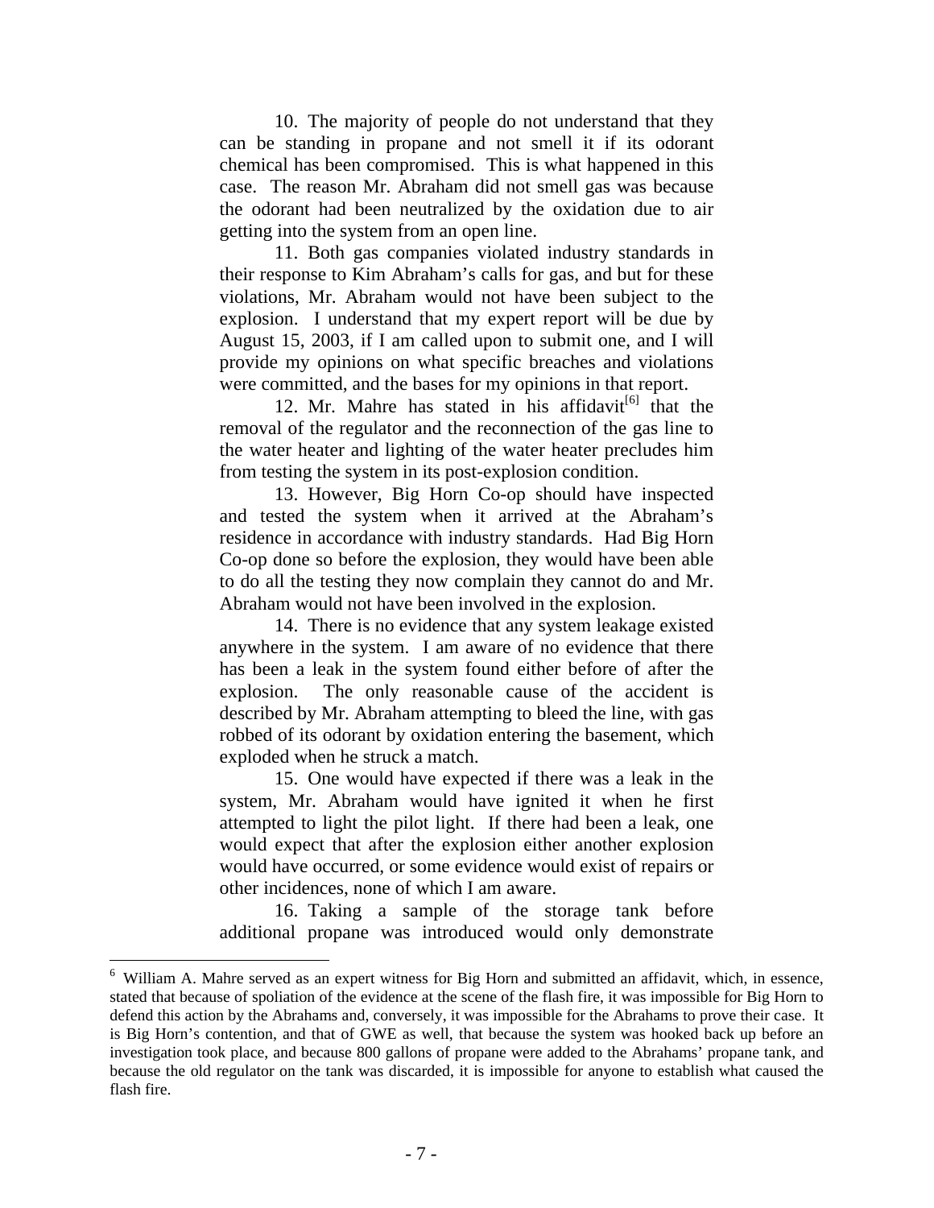10. The majority of people do not understand that they can be standing in propane and not smell it if its odorant chemical has been compromised. This is what happened in this case. The reason Mr. Abraham did not smell gas was because the odorant had been neutralized by the oxidation due to air getting into the system from an open line.

11. Both gas companies violated industry standards in their response to Kim Abraham's calls for gas, and but for these violations, Mr. Abraham would not have been subject to the explosion. I understand that my expert report will be due by August 15, 2003, if I am called upon to submit one, and I will provide my opinions on what specific breaches and violations were committed, and the bases for my opinions in that report.

12. Mr. Mahre has stated in his affidavit[6] that the removal of the regulator and the reconnection of the gas line to the water heater and lighting of the water heater precludes him from testing the system in its post-explosion condition.

13. However, Big Horn Co-op should have inspected and tested the system when it arrived at the Abraham's residence in accordance with industry standards. Had Big Horn Co-op done so before the explosion, they would have been able to do all the testing they now complain they cannot do and Mr. Abraham would not have been involved in the explosion.

14. There is no evidence that any system leakage existed anywhere in the system. I am aware of no evidence that there has been a leak in the system found either before of after the explosion. The only reasonable cause of the accident is described by Mr. Abraham attempting to bleed the line, with gas robbed of its odorant by oxidation entering the basement, which exploded when he struck a match.

15. One would have expected if there was a leak in the system, Mr. Abraham would have ignited it when he first attempted to light the pilot light. If there had been a leak, one would expect that after the explosion either another explosion would have occurred, or some evidence would exist of repairs or other incidences, none of which I am aware.

16. Taking a sample of the storage tank before additional propane was introduced would only demonstrate

---

[6] William A. Mahre served as an expert witness for Big Horn and submitted an affidavit, which, in essence, stated that because of spoliation of the evidence at the scene of the flash fire, it was impossible for Big Horn to defend this action by the Abrahams and, conversely, it was impossible for the Abrahams to prove their case. It is Big Horn's contention, and that of GWE as well, that because the system was hooked back up before an investigation took place, and because 800 gallons of propane were added to the Abrahams' propane tank, and because the old regulator on the tank was discarded, it is impossible for anyone to establish what caused the flash fire.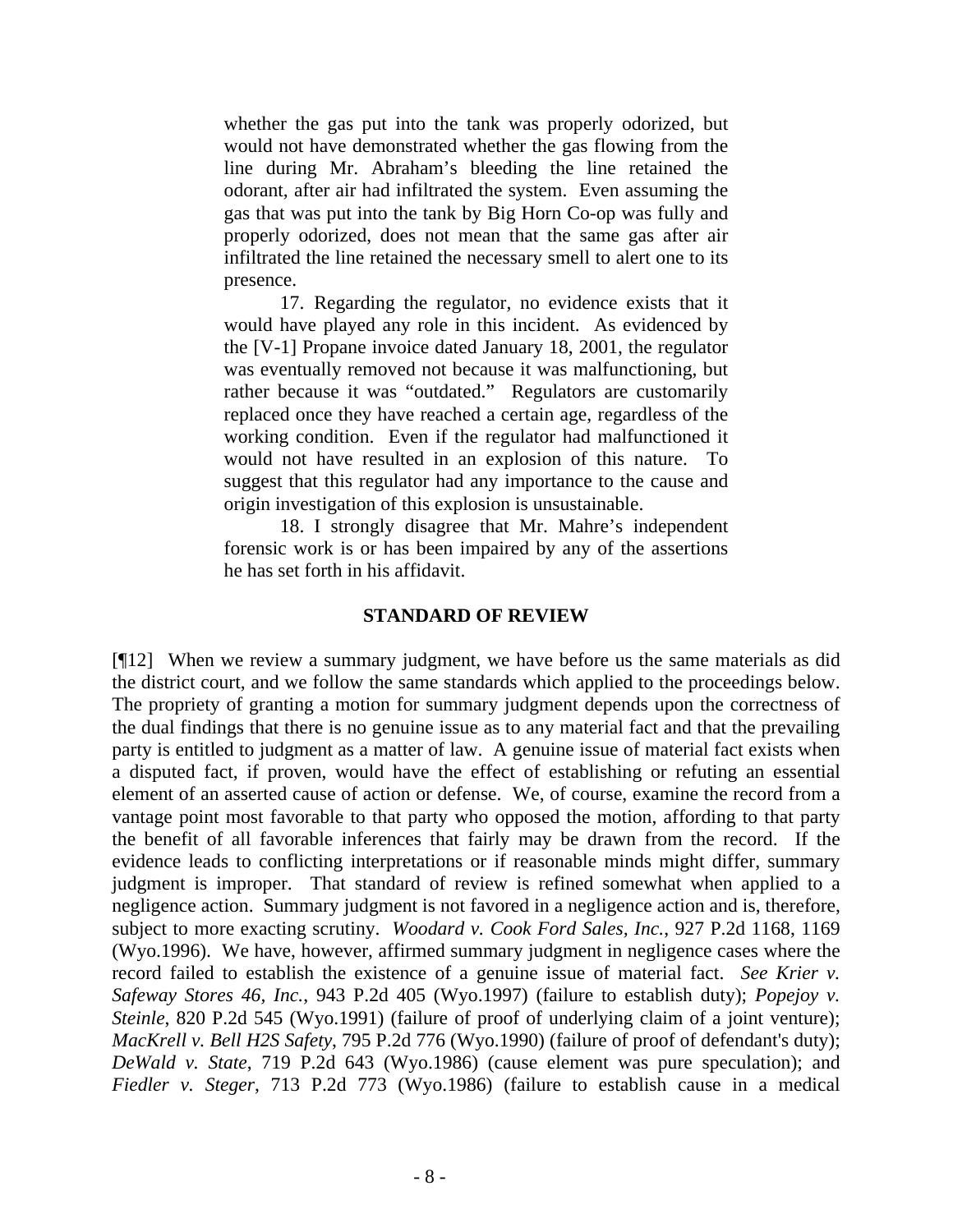> whether the gas put into the tank was properly odorized, but would not have demonstrated whether the gas flowing from the line during Mr. Abraham's bleeding the line retained the odorant, after air had infiltrated the system. Even assuming the gas that was put into the tank by Big Horn Co-op was fully and properly odorized, does not mean that the same gas after air infiltrated the line retained the necessary smell to alert one to its presence.
>
> 17. Regarding the regulator, no evidence exists that it would have played any role in this incident. As evidenced by the [V-1] Propane invoice dated January 18, 2001, the regulator was eventually removed not because it was malfunctioning, but rather because it was "outdated." Regulators are customarily replaced once they have reached a certain age, regardless of the working condition. Even if the regulator had malfunctioned it would not have resulted in an explosion of this nature. To suggest that this regulator had any importance to the cause and origin investigation of this explosion is unsustainable.
>
> 18. I strongly disagree that Mr. Mahre's independent forensic work is or has been impaired by any of the assertions he has set forth in his affidavit.

## STANDARD OF REVIEW

[¶12] When we review a summary judgment, we have before us the same materials as did the district court, and we follow the same standards which applied to the proceedings below. The propriety of granting a motion for summary judgment depends upon the correctness of the dual findings that there is no genuine issue as to any material fact and that the prevailing party is entitled to judgment as a matter of law. A genuine issue of material fact exists when a disputed fact, if proven, would have the effect of establishing or refuting an essential element of an asserted cause of action or defense. We, of course, examine the record from a vantage point most favorable to that party who opposed the motion, affording to that party the benefit of all favorable inferences that fairly may be drawn from the record. If the evidence leads to conflicting interpretations or if reasonable minds might differ, summary judgment is improper. That standard of review is refined somewhat when applied to a negligence action. Summary judgment is not favored in a negligence action and is, therefore, subject to more exacting scrutiny. *Woodard v. Cook Ford Sales, Inc.*, 927 P.2d 1168, 1169 (Wyo.1996). We have, however, affirmed summary judgment in negligence cases where the record failed to establish the existence of a genuine issue of material fact. *See Krier v. Safeway Stores 46, Inc.*, 943 P.2d 405 (Wyo.1997) (failure to establish duty); *Popejoy v. Steinle*, 820 P.2d 545 (Wyo.1991) (failure of proof of underlying claim of a joint venture); *MacKrell v. Bell H2S Safety*, 795 P.2d 776 (Wyo.1990) (failure of proof of defendant's duty); *DeWald v. State*, 719 P.2d 643 (Wyo.1986) (cause element was pure speculation); and *Fiedler v. Steger*, 713 P.2d 773 (Wyo.1986) (failure to establish cause in a medical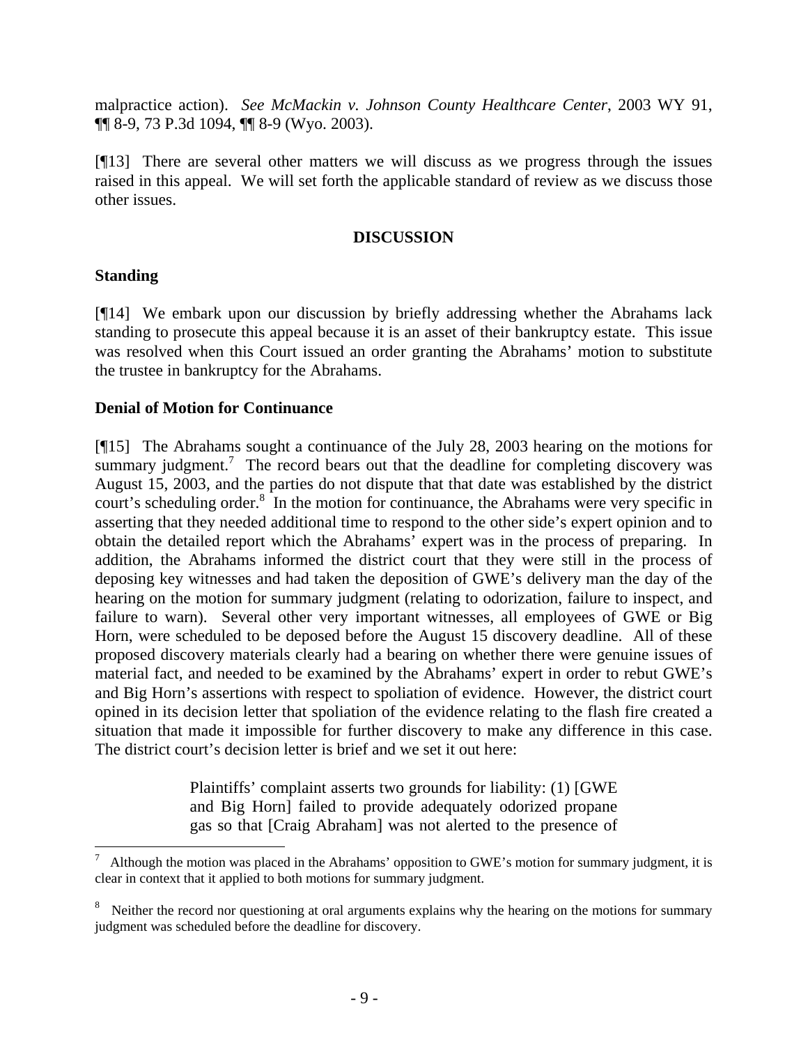malpractice action). *See McMackin v. Johnson County Healthcare Center*, 2003 WY 91, ¶¶ 8-9, 73 P.3d 1094, ¶¶ 8-9 (Wyo. 2003).

[¶13] There are several other matters we will discuss as we progress through the issues raised in this appeal. We will set forth the applicable standard of review as we discuss those other issues.

## DISCUSSION

### Standing

[¶14] We embark upon our discussion by briefly addressing whether the Abrahams lack standing to prosecute this appeal because it is an asset of their bankruptcy estate. This issue was resolved when this Court issued an order granting the Abrahams' motion to substitute the trustee in bankruptcy for the Abrahams.

### Denial of Motion for Continuance

[¶15] The Abrahams sought a continuance of the July 28, 2003 hearing on the motions for summary judgment.[7] The record bears out that the deadline for completing discovery was August 15, 2003, and the parties do not dispute that that date was established by the district court's scheduling order.[8] In the motion for continuance, the Abrahams were very specific in asserting that they needed additional time to respond to the other side's expert opinion and to obtain the detailed report which the Abrahams' expert was in the process of preparing. In addition, the Abrahams informed the district court that they were still in the process of deposing key witnesses and had taken the deposition of GWE's delivery man the day of the hearing on the motion for summary judgment (relating to odorization, failure to inspect, and failure to warn). Several other very important witnesses, all employees of GWE or Big Horn, were scheduled to be deposed before the August 15 discovery deadline. All of these proposed discovery materials clearly had a bearing on whether there were genuine issues of material fact, and needed to be examined by the Abrahams' expert in order to rebut GWE's and Big Horn's assertions with respect to spoliation of evidence. However, the district court opined in its decision letter that spoliation of the evidence relating to the flash fire created a situation that made it impossible for further discovery to make any difference in this case. The district court's decision letter is brief and we set it out here:

> Plaintiffs' complaint asserts two grounds for liability: (1) [GWE and Big Horn] failed to provide adequately odorized propane gas so that [Craig Abraham] was not alerted to the presence of

---

[7] Although the motion was placed in the Abrahams' opposition to GWE's motion for summary judgment, it is clear in context that it applied to both motions for summary judgment.

[8] Neither the record nor questioning at oral arguments explains why the hearing on the motions for summary judgment was scheduled before the deadline for discovery.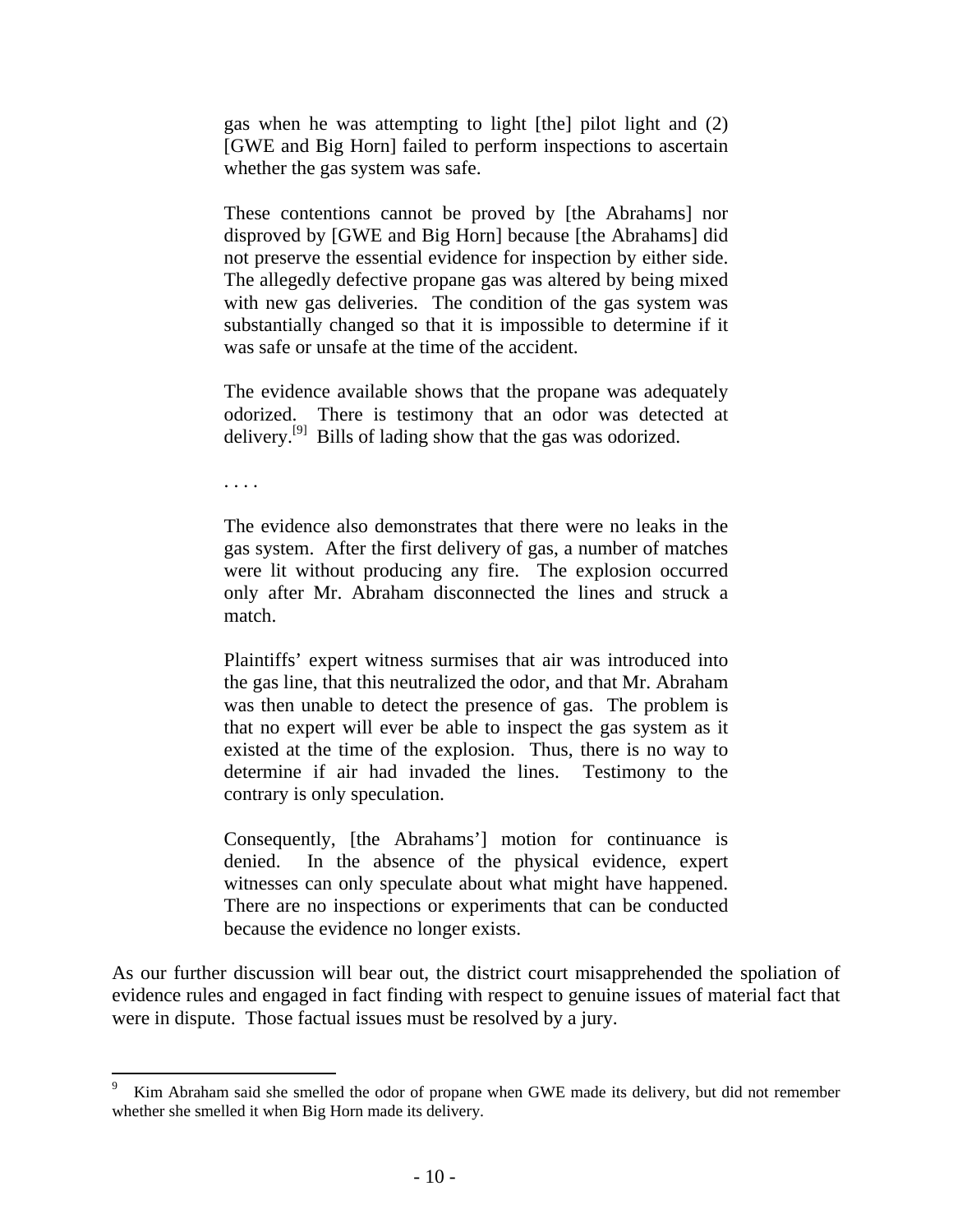> gas when he was attempting to light [the] pilot light and (2) [GWE and Big Horn] failed to perform inspections to ascertain whether the gas system was safe.
>
> These contentions cannot be proved by [the Abrahams] nor disproved by [GWE and Big Horn] because [the Abrahams] did not preserve the essential evidence for inspection by either side. The allegedly defective propane gas was altered by being mixed with new gas deliveries. The condition of the gas system was substantially changed so that it is impossible to determine if it was safe or unsafe at the time of the accident.
>
> The evidence available shows that the propane was adequately odorized. There is testimony that an odor was detected at delivery.[9] Bills of lading show that the gas was odorized.
>
> . . . .
>
> The evidence also demonstrates that there were no leaks in the gas system. After the first delivery of gas, a number of matches were lit without producing any fire. The explosion occurred only after Mr. Abraham disconnected the lines and struck a match.
>
> Plaintiffs' expert witness surmises that air was introduced into the gas line, that this neutralized the odor, and that Mr. Abraham was then unable to detect the presence of gas. The problem is that no expert will ever be able to inspect the gas system as it existed at the time of the explosion. Thus, there is no way to determine if air had invaded the lines. Testimony to the contrary is only speculation.
>
> Consequently, [the Abrahams'] motion for continuance is denied. In the absence of the physical evidence, expert witnesses can only speculate about what might have happened. There are no inspections or experiments that can be conducted because the evidence no longer exists.

As our further discussion will bear out, the district court misapprehended the spoliation of evidence rules and engaged in fact finding with respect to genuine issues of material fact that were in dispute. Those factual issues must be resolved by a jury.

---

[9] Kim Abraham said she smelled the odor of propane when GWE made its delivery, but did not remember whether she smelled it when Big Horn made its delivery.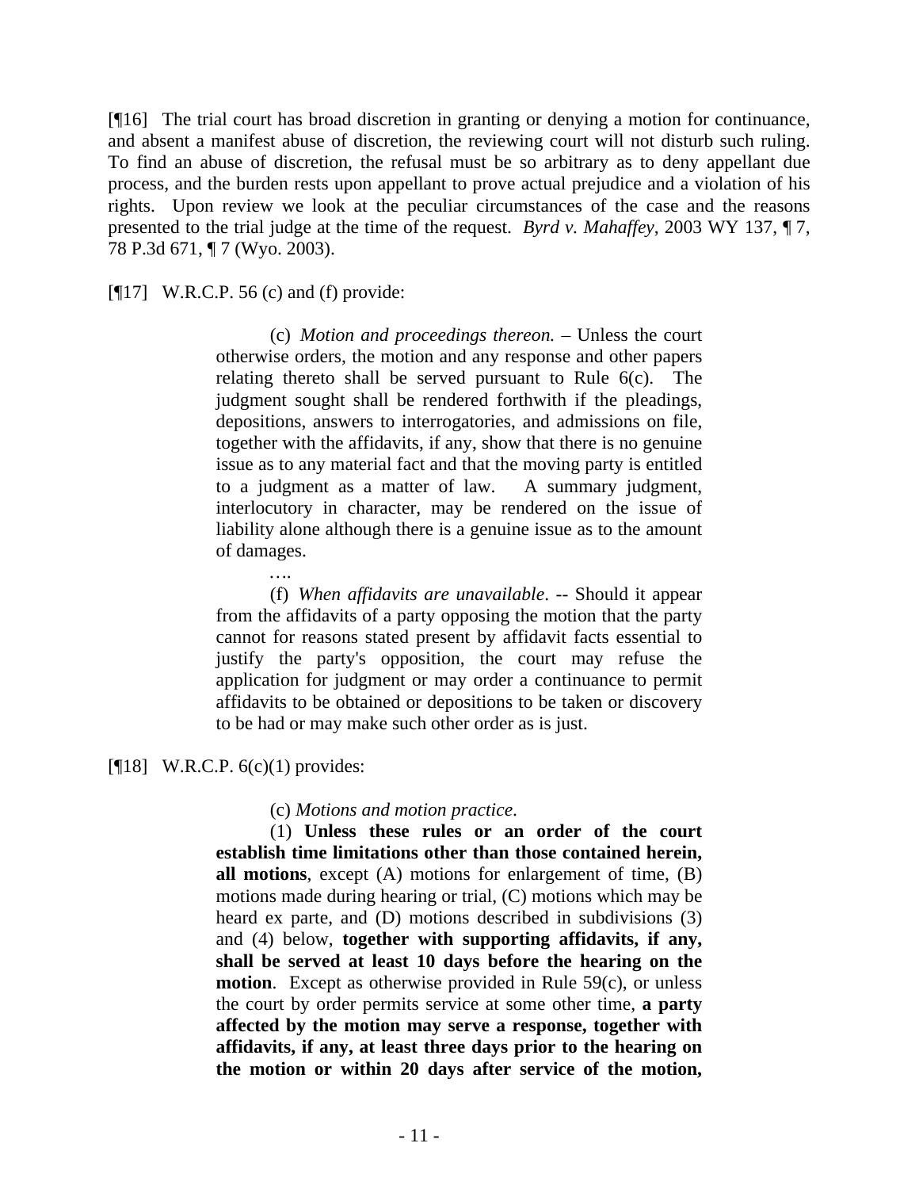[¶16] The trial court has broad discretion in granting or denying a motion for continuance, and absent a manifest abuse of discretion, the reviewing court will not disturb such ruling. To find an abuse of discretion, the refusal must be so arbitrary as to deny appellant due process, and the burden rests upon appellant to prove actual prejudice and a violation of his rights. Upon review we look at the peculiar circumstances of the case and the reasons presented to the trial judge at the time of the request. *Byrd v. Mahaffey*, 2003 WY 137, ¶ 7, 78 P.3d 671, ¶ 7 (Wyo. 2003).

[¶17] W.R.C.P. 56 (c) and (f) provide:

> (c) *Motion and proceedings thereon.* – Unless the court otherwise orders, the motion and any response and other papers relating thereto shall be served pursuant to Rule 6(c). The judgment sought shall be rendered forthwith if the pleadings, depositions, answers to interrogatories, and admissions on file, together with the affidavits, if any, show that there is no genuine issue as to any material fact and that the moving party is entitled to a judgment as a matter of law. A summary judgment, interlocutory in character, may be rendered on the issue of liability alone although there is a genuine issue as to the amount of damages.
>
> ….
>
> (f) *When affidavits are unavailable*. -- Should it appear from the affidavits of a party opposing the motion that the party cannot for reasons stated present by affidavit facts essential to justify the party's opposition, the court may refuse the application for judgment or may order a continuance to permit affidavits to be obtained or depositions to be taken or discovery to be had or may make such other order as is just.

[¶18] W.R.C.P. 6(c)(1) provides:

> (c) *Motions and motion practice.*
>
> (1) **Unless these rules or an order of the court establish time limitations other than those contained herein, all motions**, except (A) motions for enlargement of time, (B) motions made during hearing or trial, (C) motions which may be heard ex parte, and (D) motions described in subdivisions (3) and (4) below, **together with supporting affidavits, if any, shall be served at least 10 days before the hearing on the motion**. Except as otherwise provided in Rule 59(c), or unless the court by order permits service at some other time, **a party affected by the motion may serve a response, together with affidavits, if any, at least three days prior to the hearing on the motion or within 20 days after service of the motion,**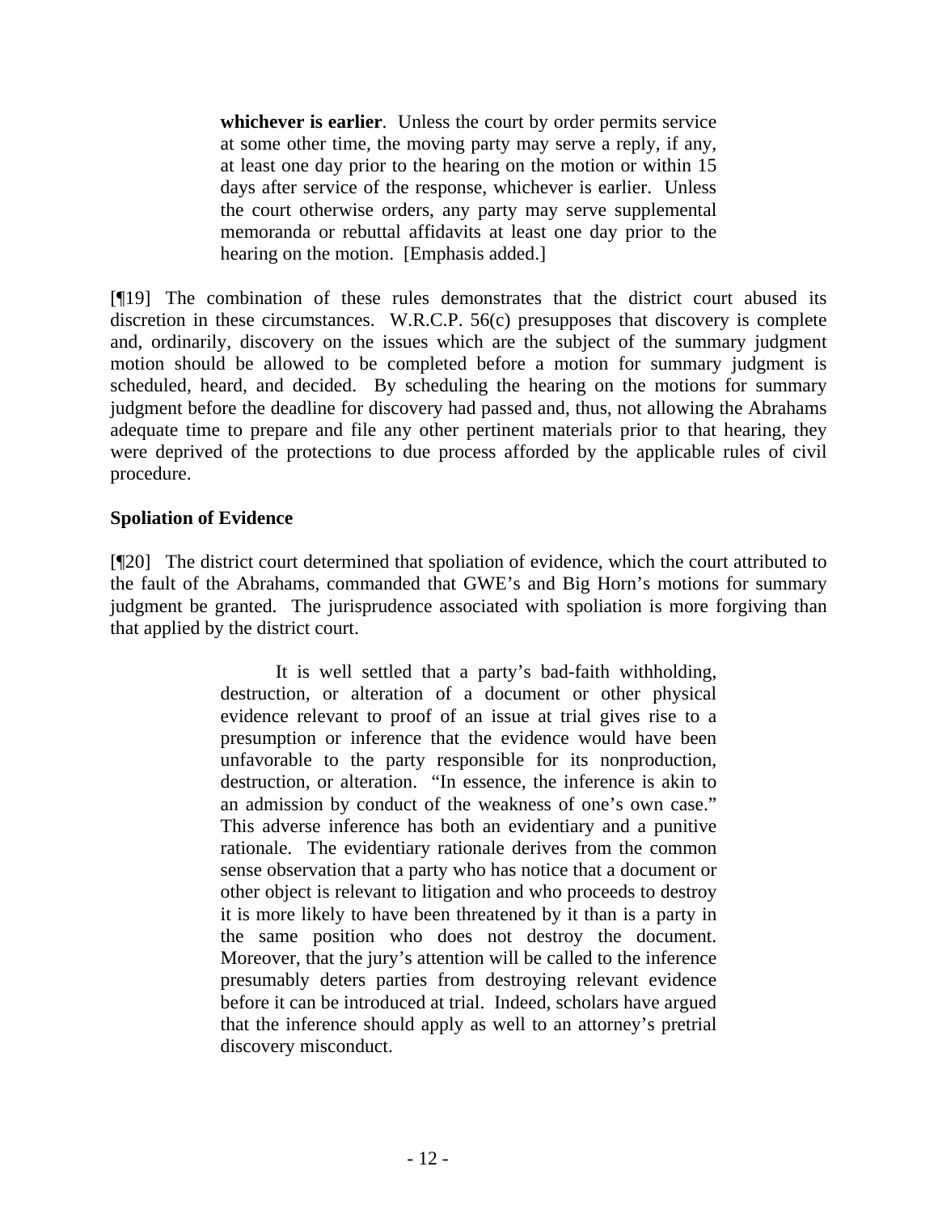> **whichever is earlier**. Unless the court by order permits service at some other time, the moving party may serve a reply, if any, at least one day prior to the hearing on the motion or within 15 days after service of the response, whichever is earlier. Unless the court otherwise orders, any party may serve supplemental memoranda or rebuttal affidavits at least one day prior to the hearing on the motion. [Emphasis added.]

[¶19] The combination of these rules demonstrates that the district court abused its discretion in these circumstances. W.R.C.P. 56(c) presupposes that discovery is complete and, ordinarily, discovery on the issues which are the subject of the summary judgment motion should be allowed to be completed before a motion for summary judgment is scheduled, heard, and decided. By scheduling the hearing on the motions for summary judgment before the deadline for discovery had passed and, thus, not allowing the Abrahams adequate time to prepare and file any other pertinent materials prior to that hearing, they were deprived of the protections to due process afforded by the applicable rules of civil procedure.

**Spoliation of Evidence**

[¶20] The district court determined that spoliation of evidence, which the court attributed to the fault of the Abrahams, commanded that GWE's and Big Horn's motions for summary judgment be granted. The jurisprudence associated with spoliation is more forgiving than that applied by the district court.

> It is well settled that a party's bad-faith withholding, destruction, or alteration of a document or other physical evidence relevant to proof of an issue at trial gives rise to a presumption or inference that the evidence would have been unfavorable to the party responsible for its nonproduction, destruction, or alteration. "In essence, the inference is akin to an admission by conduct of the weakness of one's own case." This adverse inference has both an evidentiary and a punitive rationale. The evidentiary rationale derives from the common sense observation that a party who has notice that a document or other object is relevant to litigation and who proceeds to destroy it is more likely to have been threatened by it than is a party in the same position who does not destroy the document. Moreover, that the jury's attention will be called to the inference presumably deters parties from destroying relevant evidence before it can be introduced at trial. Indeed, scholars have argued that the inference should apply as well to an attorney's pretrial discovery misconduct.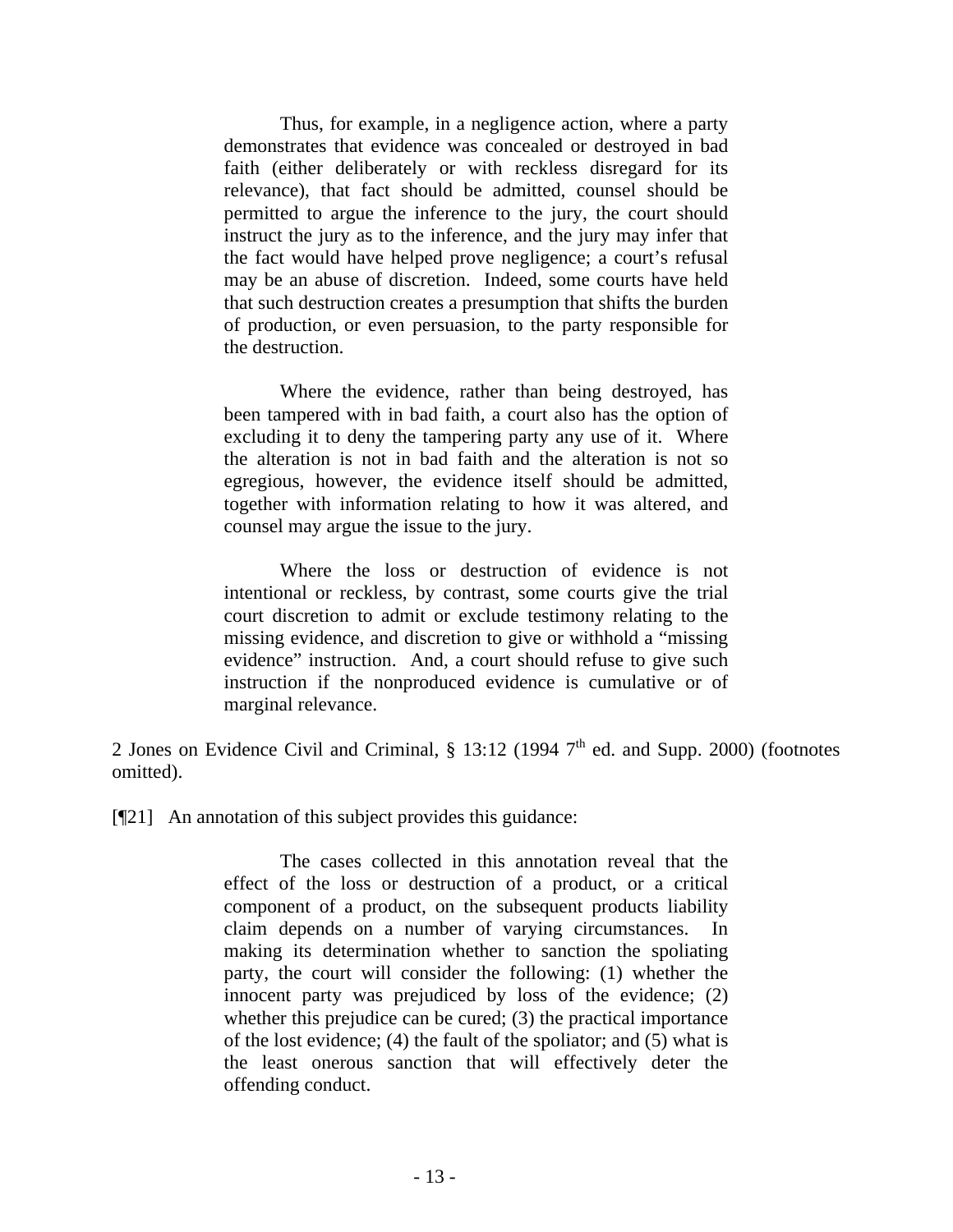> Thus, for example, in a negligence action, where a party demonstrates that evidence was concealed or destroyed in bad faith (either deliberately or with reckless disregard for its relevance), that fact should be admitted, counsel should be permitted to argue the inference to the jury, the court should instruct the jury as to the inference, and the jury may infer that the fact would have helped prove negligence; a court's refusal may be an abuse of discretion. Indeed, some courts have held that such destruction creates a presumption that shifts the burden of production, or even persuasion, to the party responsible for the destruction.
>
> Where the evidence, rather than being destroyed, has been tampered with in bad faith, a court also has the option of excluding it to deny the tampering party any use of it. Where the alteration is not in bad faith and the alteration is not so egregious, however, the evidence itself should be admitted, together with information relating to how it was altered, and counsel may argue the issue to the jury.
>
> Where the loss or destruction of evidence is not intentional or reckless, by contrast, some courts give the trial court discretion to admit or exclude testimony relating to the missing evidence, and discretion to give or withhold a "missing evidence" instruction. And, a court should refuse to give such instruction if the nonproduced evidence is cumulative or of marginal relevance.

2 Jones on Evidence Civil and Criminal, § 13:12 (1994 7th ed. and Supp. 2000) (footnotes omitted).

[¶21] An annotation of this subject provides this guidance:

> The cases collected in this annotation reveal that the effect of the loss or destruction of a product, or a critical component of a product, on the subsequent products liability claim depends on a number of varying circumstances. In making its determination whether to sanction the spoliating party, the court will consider the following: (1) whether the innocent party was prejudiced by loss of the evidence; (2) whether this prejudice can be cured; (3) the practical importance of the lost evidence; (4) the fault of the spoliator; and (5) what is the least onerous sanction that will effectively deter the offending conduct.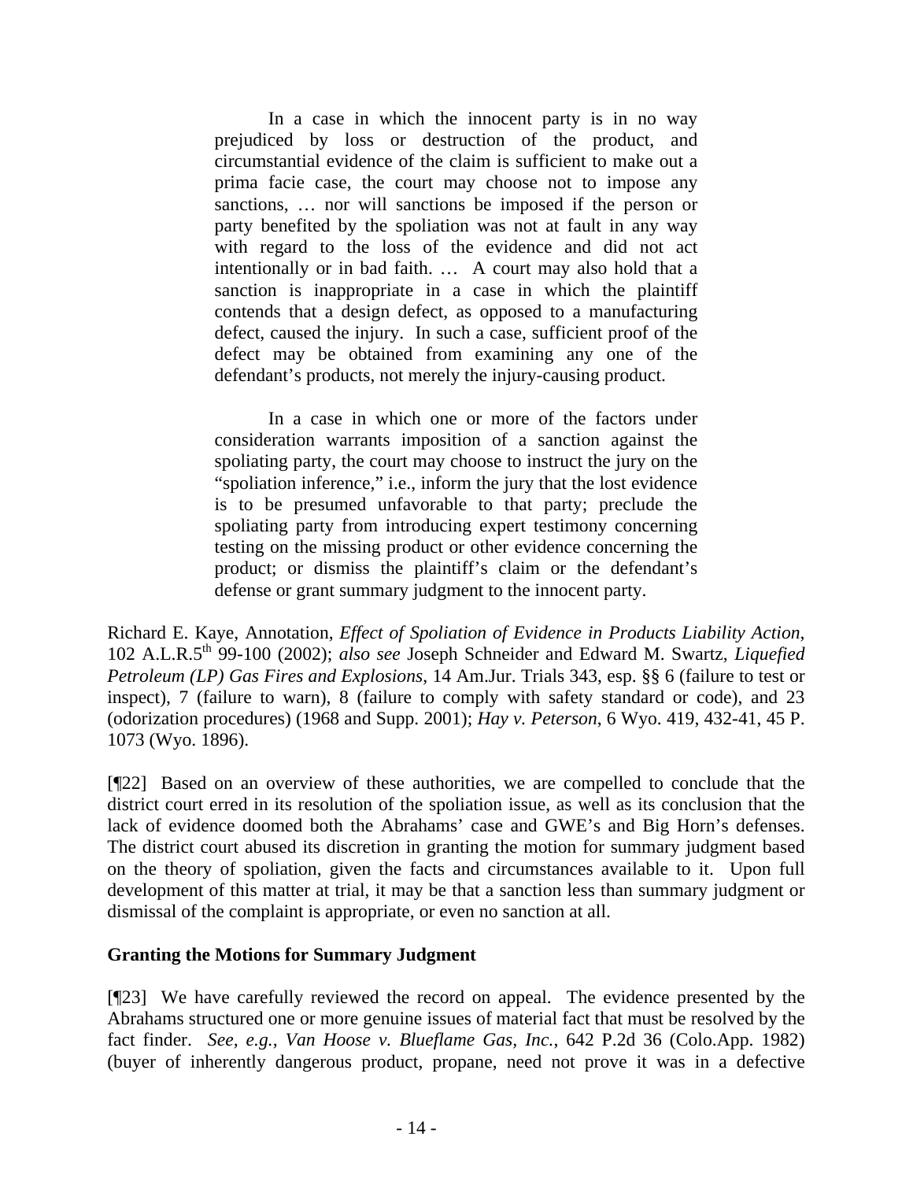> In a case in which the innocent party is in no way prejudiced by loss or destruction of the product, and circumstantial evidence of the claim is sufficient to make out a prima facie case, the court may choose not to impose any sanctions, … nor will sanctions be imposed if the person or party benefited by the spoliation was not at fault in any way with regard to the loss of the evidence and did not act intentionally or in bad faith. … A court may also hold that a sanction is inappropriate in a case in which the plaintiff contends that a design defect, as opposed to a manufacturing defect, caused the injury. In such a case, sufficient proof of the defect may be obtained from examining any one of the defendant's products, not merely the injury-causing product.
>
> In a case in which one or more of the factors under consideration warrants imposition of a sanction against the spoliating party, the court may choose to instruct the jury on the "spoliation inference," i.e., inform the jury that the lost evidence is to be presumed unfavorable to that party; preclude the spoliating party from introducing expert testimony concerning testing on the missing product or other evidence concerning the product; or dismiss the plaintiff's claim or the defendant's defense or grant summary judgment to the innocent party.

Richard E. Kaye, Annotation, *Effect of Spoliation of Evidence in Products Liability Action*, 102 A.L.R.5th 99-100 (2002); *also see* Joseph Schneider and Edward M. Swartz, *Liquefied Petroleum (LP) Gas Fires and Explosions*, 14 Am.Jur. Trials 343, esp. §§ 6 (failure to test or inspect), 7 (failure to warn), 8 (failure to comply with safety standard or code), and 23 (odorization procedures) (1968 and Supp. 2001); *Hay v. Peterson*, 6 Wyo. 419, 432-41, 45 P. 1073 (Wyo. 1896).

[¶22] Based on an overview of these authorities, we are compelled to conclude that the district court erred in its resolution of the spoliation issue, as well as its conclusion that the lack of evidence doomed both the Abrahams' case and GWE's and Big Horn's defenses. The district court abused its discretion in granting the motion for summary judgment based on the theory of spoliation, given the facts and circumstances available to it. Upon full development of this matter at trial, it may be that a sanction less than summary judgment or dismissal of the complaint is appropriate, or even no sanction at all.

**Granting the Motions for Summary Judgment**

[¶23] We have carefully reviewed the record on appeal. The evidence presented by the Abrahams structured one or more genuine issues of material fact that must be resolved by the fact finder. *See, e.g., Van Hoose v. Blueflame Gas, Inc.*, 642 P.2d 36 (Colo.App. 1982) (buyer of inherently dangerous product, propane, need not prove it was in a defective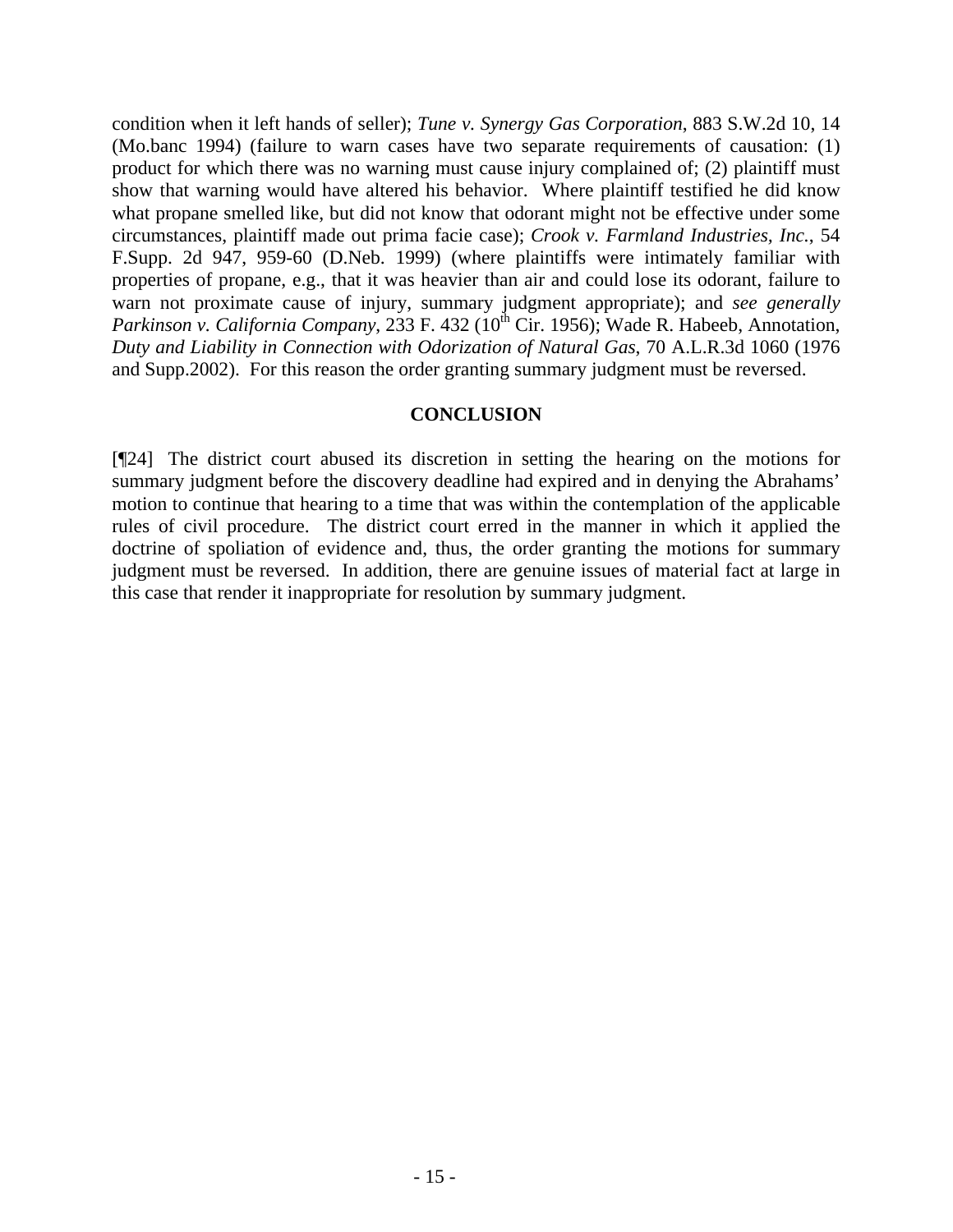condition when it left hands of seller); *Tune v. Synergy Gas Corporation*, 883 S.W.2d 10, 14 (Mo.banc 1994) (failure to warn cases have two separate requirements of causation: (1) product for which there was no warning must cause injury complained of; (2) plaintiff must show that warning would have altered his behavior. Where plaintiff testified he did know what propane smelled like, but did not know that odorant might not be effective under some circumstances, plaintiff made out prima facie case); *Crook v. Farmland Industries, Inc.*, 54 F.Supp. 2d 947, 959-60 (D.Neb. 1999) (where plaintiffs were intimately familiar with properties of propane, e.g., that it was heavier than air and could lose its odorant, failure to warn not proximate cause of injury, summary judgment appropriate); and *see generally Parkinson v. California Company*, 233 F. 432 (10th Cir. 1956); Wade R. Habeeb, Annotation, *Duty and Liability in Connection with Odorization of Natural Gas*, 70 A.L.R.3d 1060 (1976 and Supp.2002). For this reason the order granting summary judgment must be reversed.

## CONCLUSION

[¶24] The district court abused its discretion in setting the hearing on the motions for summary judgment before the discovery deadline had expired and in denying the Abrahams' motion to continue that hearing to a time that was within the contemplation of the applicable rules of civil procedure. The district court erred in the manner in which it applied the doctrine of spoliation of evidence and, thus, the order granting the motions for summary judgment must be reversed. In addition, there are genuine issues of material fact at large in this case that render it inappropriate for resolution by summary judgment.